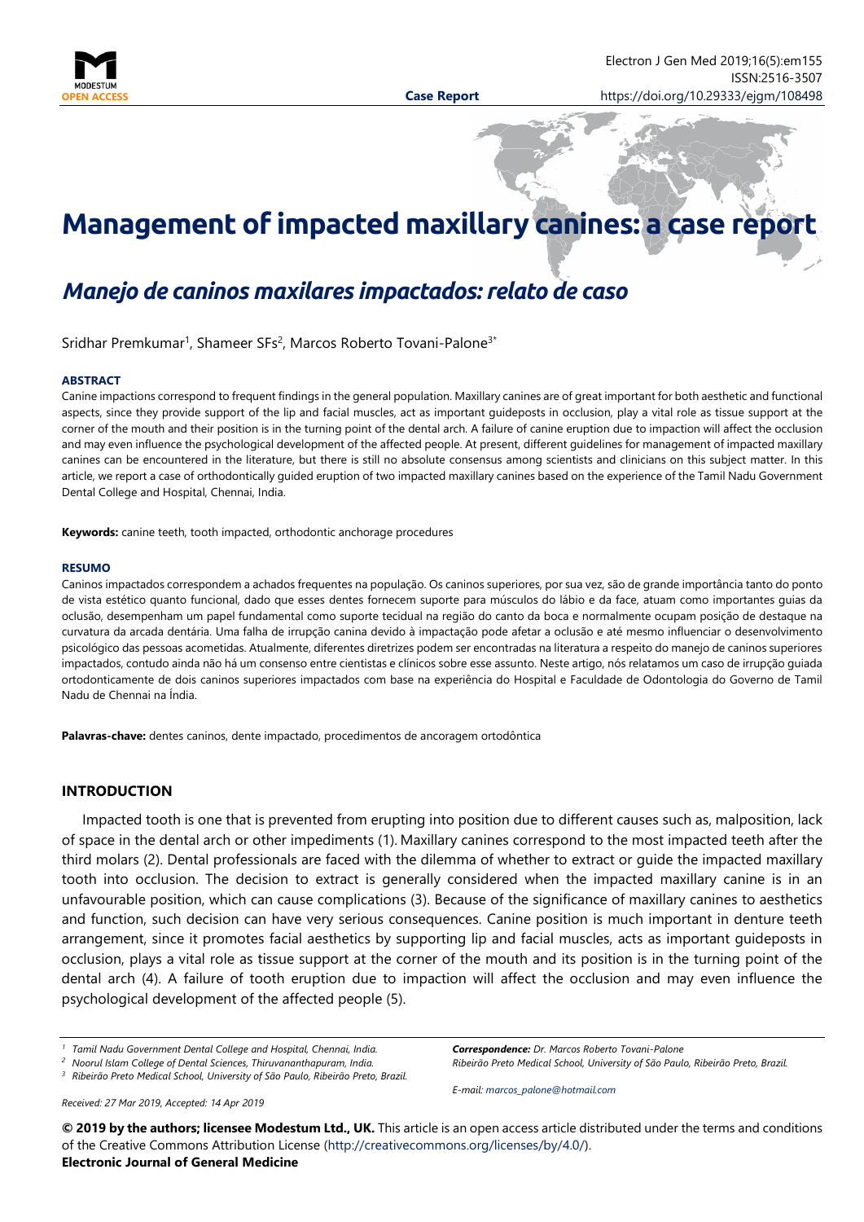# Management of impacted maxillary canines: a case report

## *Manejo de caninos maxilares impactados: relato de caso*

Sridhar Premkumar[1], Shameer SFs[2], Marcos Roberto Tovani-Palone[3*]

**ABSTRACT**

Canine impactions correspond to frequent findings in the general population. Maxillary canines are of great important for both aesthetic and functional aspects, since they provide support of the lip and facial muscles, act as important guideposts in occlusion, play a vital role as tissue support at the corner of the mouth and their position is in the turning point of the dental arch. A failure of canine eruption due to impaction will affect the occlusion and may even influence the psychological development of the affected people. At present, different guidelines for management of impacted maxillary canines can be encountered in the literature, but there is still no absolute consensus among scientists and clinicians on this subject matter. In this article, we report a case of orthodontically guided eruption of two impacted maxillary canines based on the experience of the Tamil Nadu Government Dental College and Hospital, Chennai, India.

**Keywords:** canine teeth, tooth impacted, orthodontic anchorage procedures

**RESUMO**

Caninos impactados correspondem a achados frequentes na população. Os caninos superiores, por sua vez, são de grande importância tanto do ponto de vista estético quanto funcional, dado que esses dentes fornecem suporte para músculos do lábio e da face, atuam como importantes guias da oclusão, desempenham um papel fundamental como suporte tecidual na região do canto da boca e normalmente ocupam posição de destaque na curvatura da arcada dentária. Uma falha de irrupção canina devido à impactação pode afetar a oclusão e até mesmo influenciar o desenvolvimento psicológico das pessoas acometidas. Atualmente, diferentes diretrizes podem ser encontradas na literatura a respeito do manejo de caninos superiores impactados, contudo ainda não há um consenso entre cientistas e clínicos sobre esse assunto. Neste artigo, nós relatamos um caso de irrupção guiada ortodonticamente de dois caninos superiores impactados com base na experiência do Hospital e Faculdade de Odontologia do Governo de Tamil Nadu de Chennai na Índia.

**Palavras-chave:** dentes caninos, dente impactado, procedimentos de ancoragem ortodôntica

## INTRODUCTION

Impacted tooth is one that is prevented from erupting into position due to different causes such as, malposition, lack of space in the dental arch or other impediments (1). Maxillary canines correspond to the most impacted teeth after the third molars (2). Dental professionals are faced with the dilemma of whether to extract or guide the impacted maxillary tooth into occlusion. The decision to extract is generally considered when the impacted maxillary canine is in an unfavourable position, which can cause complications (3). Because of the significance of maxillary canines to aesthetics and function, such decision can have very serious consequences. Canine position is much important in denture teeth arrangement, since it promotes facial aesthetics by supporting lip and facial muscles, acts as important guideposts in occlusion, plays a vital role as tissue support at the corner of the mouth and its position is in the turning point of the dental arch (4). A failure of tooth eruption due to impaction will affect the occlusion and may even influence the psychological development of the affected people (5).

[1] Tamil Nadu Government Dental College and Hospital, Chennai, India.
[2] Noorul Islam College of Dental Sciences, Thiruvananthapuram, India.
[3] Ribeirão Preto Medical School, University of São Paulo, Ribeirão Preto, Brazil.

***Correspondence:*** *Dr. Marcos Roberto Tovani-Palone*
*Ribeirão Preto Medical School, University of São Paulo, Ribeirão Preto, Brazil.*

*E-mail: marcos_palone@hotmail.com*

*Received: 27 Mar 2019, Accepted: 14 Apr 2019*

**© 2019 by the authors; licensee Modestum Ltd., UK.** This article is an open access article distributed under the terms and conditions of the Creative Commons Attribution License (http://creativecommons.org/licenses/by/4.0/).
**Electronic Journal of General Medicine**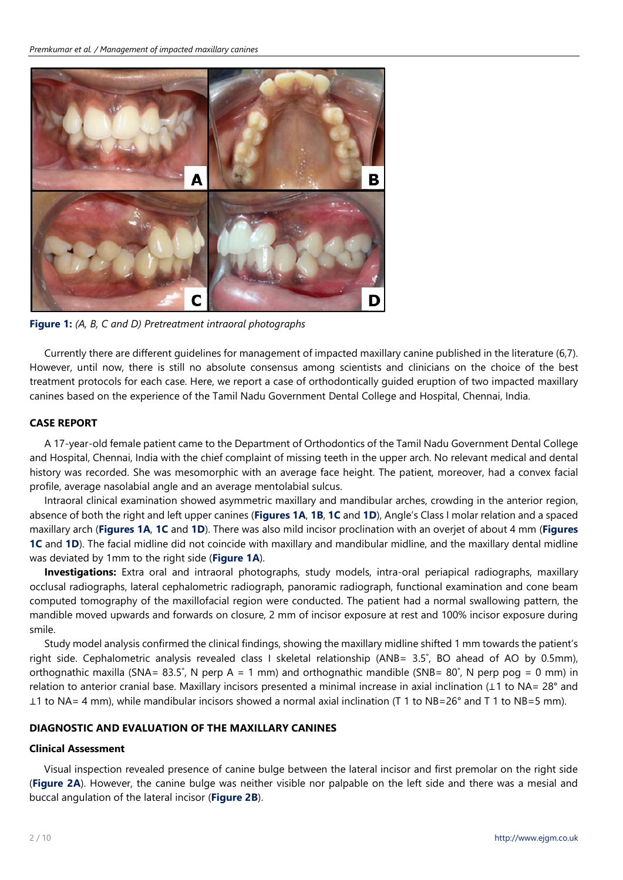**Figure 1:** *(A, B, C and D) Pretreatment intraoral photographs*

Currently there are different guidelines for management of impacted maxillary canine published in the literature (6,7). However, until now, there is still no absolute consensus among scientists and clinicians on the choice of the best treatment protocols for each case. Here, we report a case of orthodontically guided eruption of two impacted maxillary canines based on the experience of the Tamil Nadu Government Dental College and Hospital, Chennai, India.

## CASE REPORT

A 17-year-old female patient came to the Department of Orthodontics of the Tamil Nadu Government Dental College and Hospital, Chennai, India with the chief complaint of missing teeth in the upper arch. No relevant medical and dental history was recorded. She was mesomorphic with an average face height. The patient, moreover, had a convex facial profile, average nasolabial angle and an average mentolabial sulcus.

Intraoral clinical examination showed asymmetric maxillary and mandibular arches, crowding in the anterior region, absence of both the right and left upper canines (**Figures 1A**, **1B**, **1C** and **1D**), Angle's Class I molar relation and a spaced maxillary arch (**Figures 1A**, **1C** and **1D**). There was also mild incisor proclination with an overjet of about 4 mm (**Figures 1C** and **1D**). The facial midline did not coincide with maxillary and mandibular midline, and the maxillary dental midline was deviated by 1mm to the right side (**Figure 1A**).

**Investigations:** Extra oral and intraoral photographs, study models, intra-oral periapical radiographs, maxillary occlusal radiographs, lateral cephalometric radiograph, panoramic radiograph, functional examination and cone beam computed tomography of the maxillofacial region were conducted. The patient had a normal swallowing pattern, the mandible moved upwards and forwards on closure, 2 mm of incisor exposure at rest and 100% incisor exposure during smile.

Study model analysis confirmed the clinical findings, showing the maxillary midline shifted 1 mm towards the patient's right side. Cephalometric analysis revealed class I skeletal relationship (ANB= 3.5˚, BO ahead of AO by 0.5mm), orthognathic maxilla (SNA= 83.5˚, N perp A = 1 mm) and orthognathic mandible (SNB= 80˚, N perp pog = 0 mm) in relation to anterior cranial base. Maxillary incisors presented a minimal increase in axial inclination (⊥1 to NA= 28° and ⊥1 to NA= 4 mm), while mandibular incisors showed a normal axial inclination (T 1 to NB=26° and T 1 to NB=5 mm).

## DIAGNOSTIC AND EVALUATION OF THE MAXILLARY CANINES

### Clinical Assessment

Visual inspection revealed presence of canine bulge between the lateral incisor and first premolar on the right side (**Figure 2A**). However, the canine bulge was neither visible nor palpable on the left side and there was a mesial and buccal angulation of the lateral incisor (**Figure 2B**).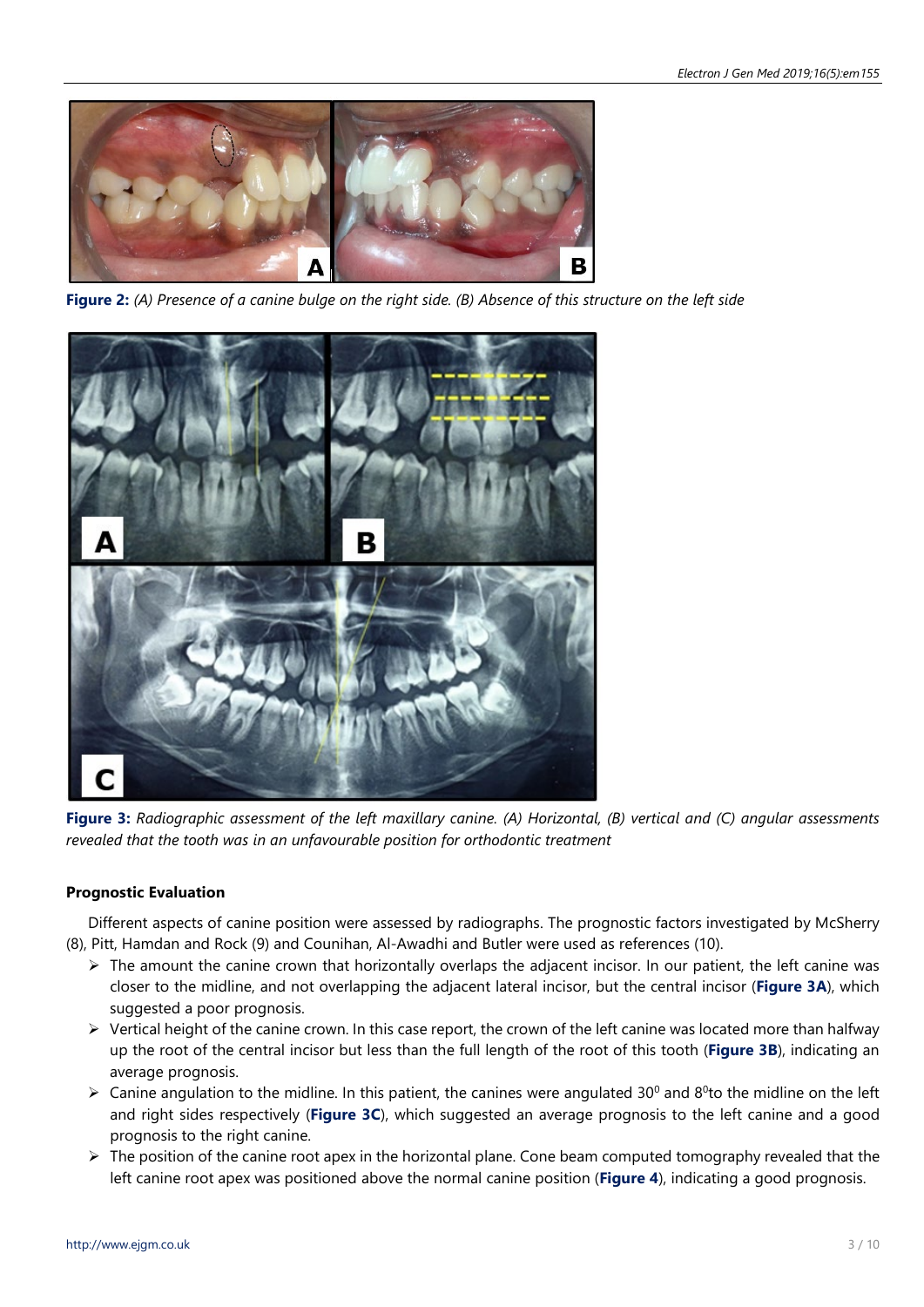**Figure 2:** *(A) Presence of a canine bulge on the right side. (B) Absence of this structure on the left side*

**Figure 3:** *Radiographic assessment of the left maxillary canine. (A) Horizontal, (B) vertical and (C) angular assessments revealed that the tooth was in an unfavourable position for orthodontic treatment*

### Prognostic Evaluation

Different aspects of canine position were assessed by radiographs. The prognostic factors investigated by McSherry (8), Pitt, Hamdan and Rock (9) and Counihan, Al-Awadhi and Butler were used as references (10).

- The amount the canine crown that horizontally overlaps the adjacent incisor. In our patient, the left canine was closer to the midline, and not overlapping the adjacent lateral incisor, but the central incisor (**Figure 3A**), which suggested a poor prognosis.
- Vertical height of the canine crown. In this case report, the crown of the left canine was located more than halfway up the root of the central incisor but less than the full length of the root of this tooth (**Figure 3B**), indicating an average prognosis.
- Canine angulation to the midline. In this patient, the canines were angulated $30^0$ and $8^0$to the midline on the left and right sides respectively (**Figure 3C**), which suggested an average prognosis to the left canine and a good prognosis to the right canine.
- The position of the canine root apex in the horizontal plane. Cone beam computed tomography revealed that the left canine root apex was positioned above the normal canine position (**Figure 4**), indicating a good prognosis.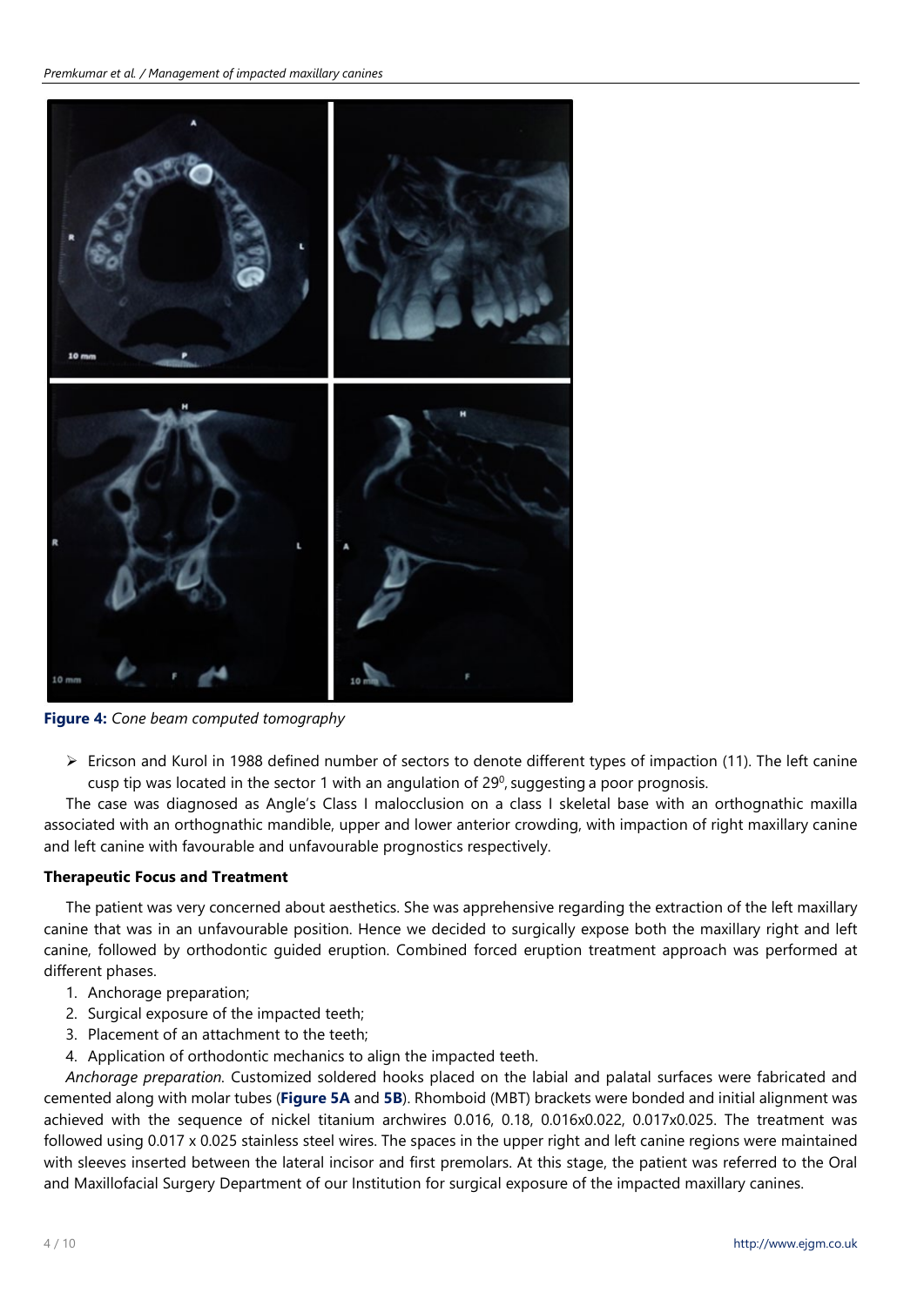**Figure 4:** *Cone beam computed tomography*

- Ericson and Kurol in 1988 defined number of sectors to denote different types of impaction (11). The left canine cusp tip was located in the sector 1 with an angulation of 29$^0$, suggesting a poor prognosis.

The case was diagnosed as Angle's Class I malocclusion on a class I skeletal base with an orthognathic maxilla associated with an orthognathic mandible, upper and lower anterior crowding, with impaction of right maxillary canine and left canine with favourable and unfavourable prognostics respectively.

**Therapeutic Focus and Treatment**

The patient was very concerned about aesthetics. She was apprehensive regarding the extraction of the left maxillary canine that was in an unfavourable position. Hence we decided to surgically expose both the maxillary right and left canine, followed by orthodontic guided eruption. Combined forced eruption treatment approach was performed at different phases.

1. Anchorage preparation;
2. Surgical exposure of the impacted teeth;
3. Placement of an attachment to the teeth;
4. Application of orthodontic mechanics to align the impacted teeth.

*Anchorage preparation.* Customized soldered hooks placed on the labial and palatal surfaces were fabricated and cemented along with molar tubes (**Figure 5A** and **5B**). Rhomboid (MBT) brackets were bonded and initial alignment was achieved with the sequence of nickel titanium archwires 0.016, 0.18, 0.016x0.022, 0.017x0.025. The treatment was followed using 0.017 x 0.025 stainless steel wires. The spaces in the upper right and left canine regions were maintained with sleeves inserted between the lateral incisor and first premolars. At this stage, the patient was referred to the Oral and Maxillofacial Surgery Department of our Institution for surgical exposure of the impacted maxillary canines.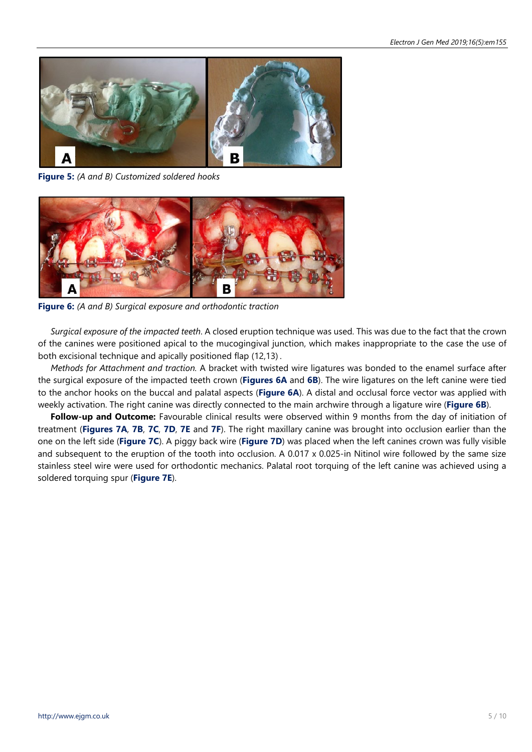Figure 5: *(A and B) Customized soldered hooks*

Figure 6: *(A and B) Surgical exposure and orthodontic traction*

*Surgical exposure of the impacted teeth*. A closed eruption technique was used. This was due to the fact that the crown of the canines were positioned apical to the mucogingival junction, which makes inappropriate to the case the use of both excisional technique and apically positioned flap (12,13) .

*Methods for Attachment and traction.* A bracket with twisted wire ligatures was bonded to the enamel surface after the surgical exposure of the impacted teeth crown (**Figures 6A** and **6B**). The wire ligatures on the left canine were tied to the anchor hooks on the buccal and palatal aspects (**Figure 6A**). A distal and occlusal force vector was applied with weekly activation. The right canine was directly connected to the main archwire through a ligature wire (**Figure 6B**).

**Follow-up and Outcome:** Favourable clinical results were observed within 9 months from the day of initiation of treatment (**Figures 7A**, **7B**, **7C**, **7D**, **7E** and **7F**). The right maxillary canine was brought into occlusion earlier than the one on the left side (**Figure 7C**). A piggy back wire (**Figure 7D**) was placed when the left canines crown was fully visible and subsequent to the eruption of the tooth into occlusion. A 0.017 x 0.025-in Nitinol wire followed by the same size stainless steel wire were used for orthodontic mechanics. Palatal root torquing of the left canine was achieved using a soldered torquing spur (**Figure 7E**).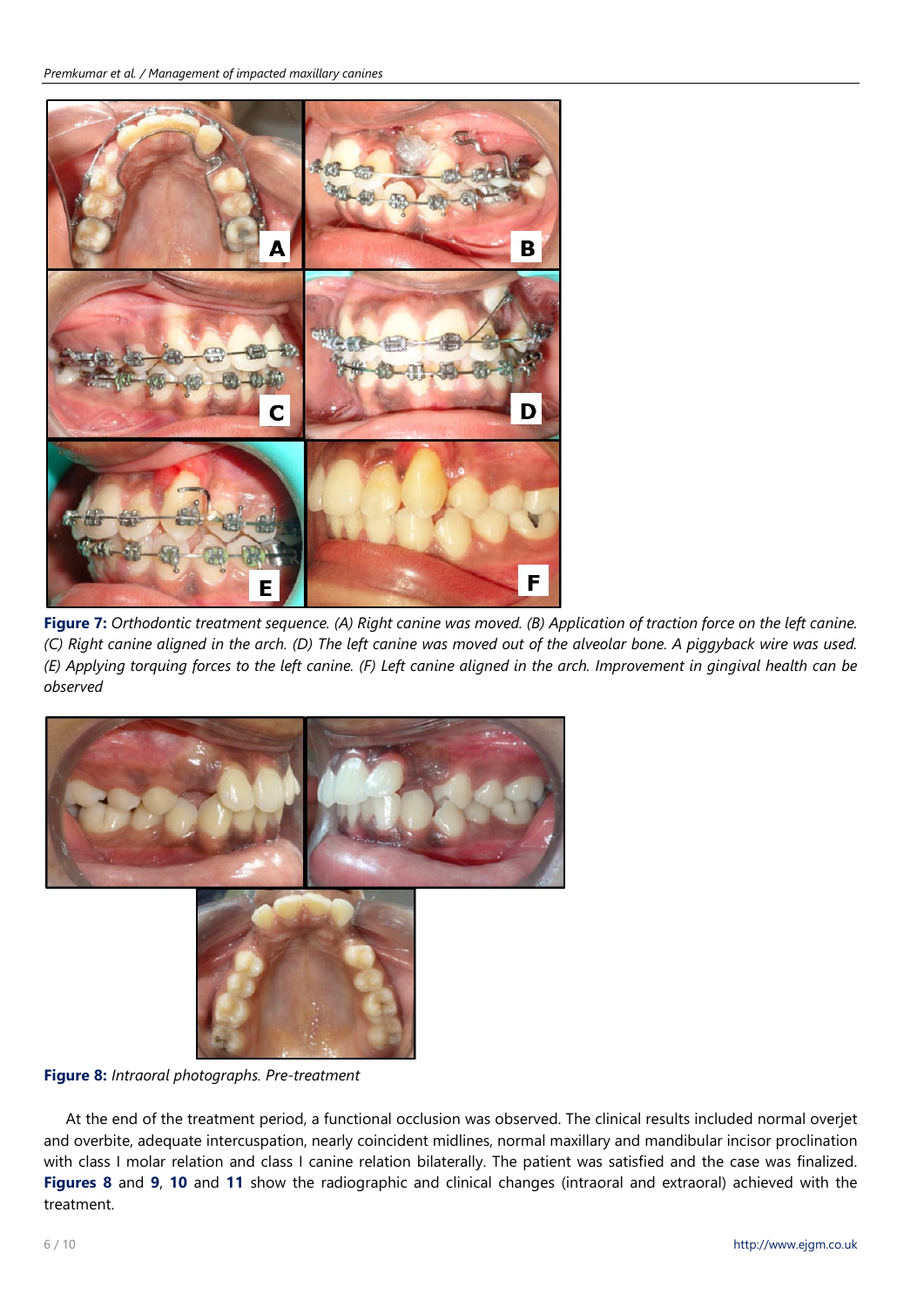**Figure 7:** *Orthodontic treatment sequence. (A) Right canine was moved. (B) Application of traction force on the left canine. (C) Right canine aligned in the arch. (D) The left canine was moved out of the alveolar bone. A piggyback wire was used. (E) Applying torquing forces to the left canine. (F) Left canine aligned in the arch. Improvement in gingival health can be observed*

**Figure 8:** *Intraoral photographs. Pre-treatment*

At the end of the treatment period, a functional occlusion was observed. The clinical results included normal overjet and overbite, adequate intercuspation, nearly coincident midlines, normal maxillary and mandibular incisor proclination with class I molar relation and class I canine relation bilaterally. The patient was satisfied and the case was finalized. **Figures 8** and **9**, **10** and **11** show the radiographic and clinical changes (intraoral and extraoral) achieved with the treatment.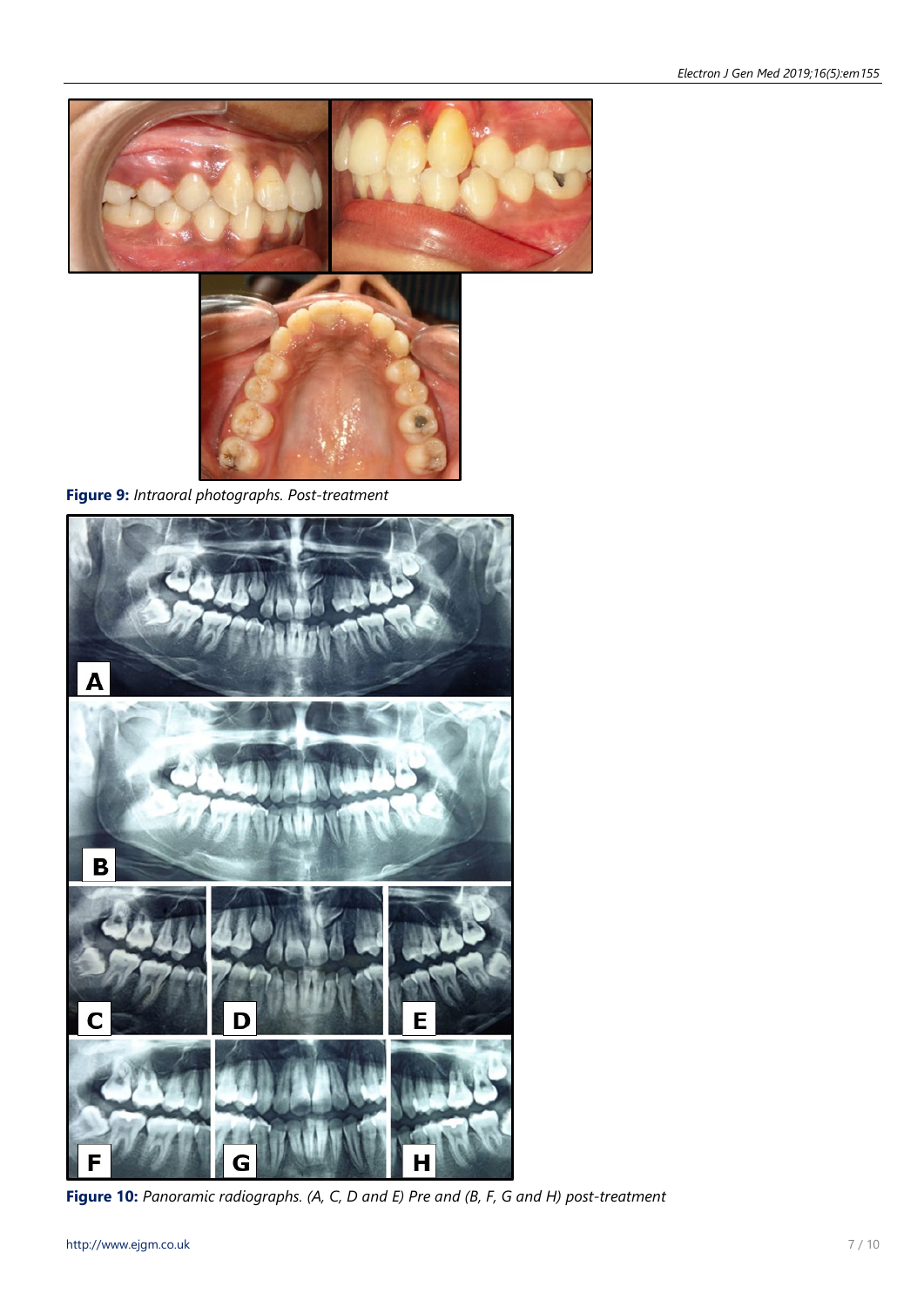**Figure 9:** *Intraoral photographs. Post-treatment*

**Figure 10:** *Panoramic radiographs. (A, C, D and E) Pre and (B, F, G and H) post-treatment*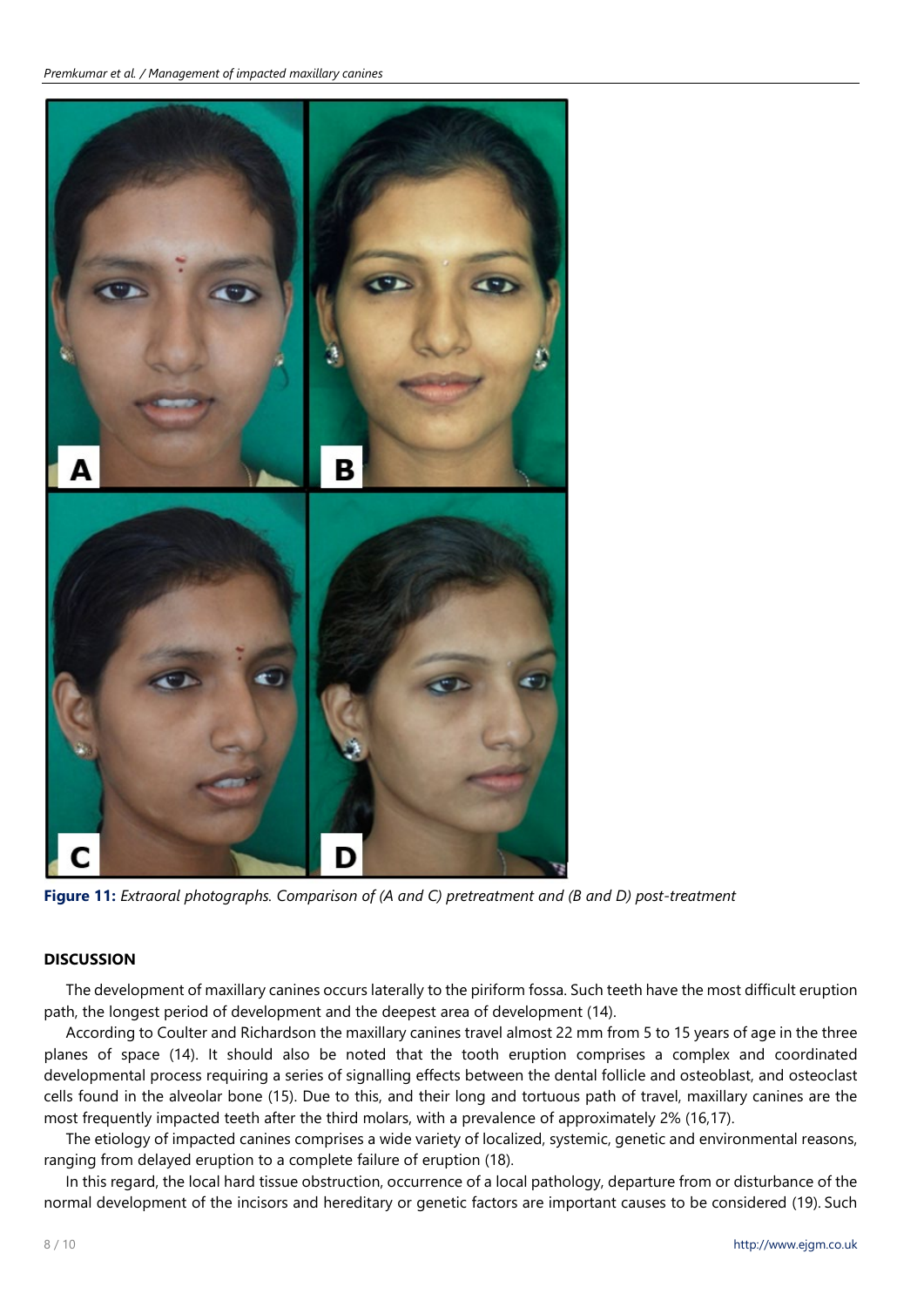**Figure 11:** *Extraoral photographs. Comparison of (A and C) pretreatment and (B and D) post-treatment*

## DISCUSSION

The development of maxillary canines occurs laterally to the piriform fossa. Such teeth have the most difficult eruption path, the longest period of development and the deepest area of development (14).

According to Coulter and Richardson the maxillary canines travel almost 22 mm from 5 to 15 years of age in the three planes of space (14). It should also be noted that the tooth eruption comprises a complex and coordinated developmental process requiring a series of signalling effects between the dental follicle and osteoblast, and osteoclast cells found in the alveolar bone (15). Due to this, and their long and tortuous path of travel, maxillary canines are the most frequently impacted teeth after the third molars, with a prevalence of approximately 2% (16,17).

The etiology of impacted canines comprises a wide variety of localized, systemic, genetic and environmental reasons, ranging from delayed eruption to a complete failure of eruption (18).

In this regard, the local hard tissue obstruction, occurrence of a local pathology, departure from or disturbance of the normal development of the incisors and hereditary or genetic factors are important causes to be considered (19). Such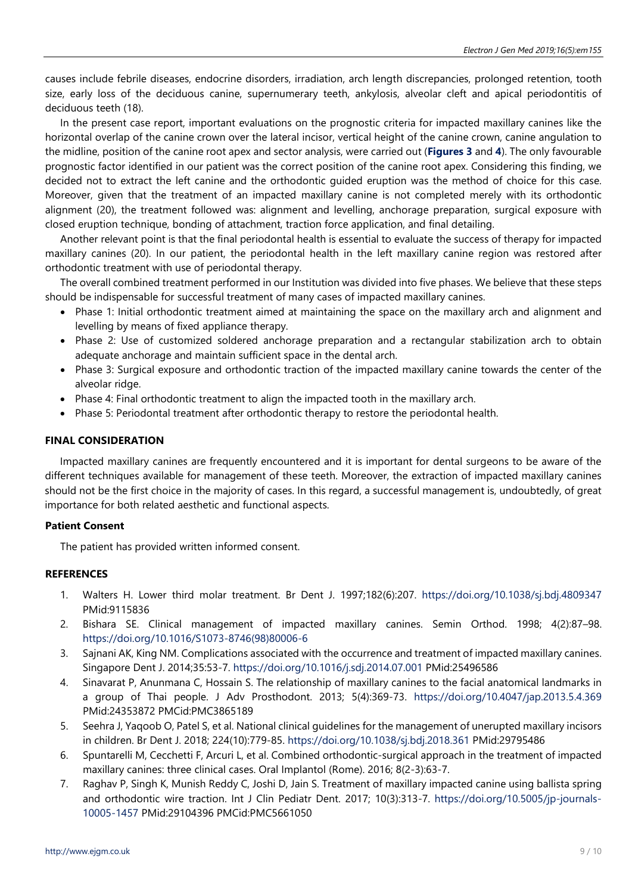causes include febrile diseases, endocrine disorders, irradiation, arch length discrepancies, prolonged retention, tooth size, early loss of the deciduous canine, supernumerary teeth, ankylosis, alveolar cleft and apical periodontitis of deciduous teeth (18).

In the present case report, important evaluations on the prognostic criteria for impacted maxillary canines like the horizontal overlap of the canine crown over the lateral incisor, vertical height of the canine crown, canine angulation to the midline, position of the canine root apex and sector analysis, were carried out (**Figures 3** and **4**). The only favourable prognostic factor identified in our patient was the correct position of the canine root apex. Considering this finding, we decided not to extract the left canine and the orthodontic guided eruption was the method of choice for this case. Moreover, given that the treatment of an impacted maxillary canine is not completed merely with its orthodontic alignment (20), the treatment followed was: alignment and levelling, anchorage preparation, surgical exposure with closed eruption technique, bonding of attachment, traction force application, and final detailing.

Another relevant point is that the final periodontal health is essential to evaluate the success of therapy for impacted maxillary canines (20). In our patient, the periodontal health in the left maxillary canine region was restored after orthodontic treatment with use of periodontal therapy.

The overall combined treatment performed in our Institution was divided into five phases. We believe that these steps should be indispensable for successful treatment of many cases of impacted maxillary canines.

- Phase 1: Initial orthodontic treatment aimed at maintaining the space on the maxillary arch and alignment and levelling by means of fixed appliance therapy.
- Phase 2: Use of customized soldered anchorage preparation and a rectangular stabilization arch to obtain adequate anchorage and maintain sufficient space in the dental arch.
- Phase 3: Surgical exposure and orthodontic traction of the impacted maxillary canine towards the center of the alveolar ridge.
- Phase 4: Final orthodontic treatment to align the impacted tooth in the maxillary arch.
- Phase 5: Periodontal treatment after orthodontic therapy to restore the periodontal health.

## FINAL CONSIDERATION

Impacted maxillary canines are frequently encountered and it is important for dental surgeons to be aware of the different techniques available for management of these teeth. Moreover, the extraction of impacted maxillary canines should not be the first choice in the majority of cases. In this regard, a successful management is, undoubtedly, of great importance for both related aesthetic and functional aspects.

### Patient Consent

The patient has provided written informed consent.

## REFERENCES

1. Walters H. Lower third molar treatment. Br Dent J. 1997;182(6):207. https://doi.org/10.1038/sj.bdj.4809347 PMid:9115836
2. Bishara SE. Clinical management of impacted maxillary canines. Semin Orthod. 1998; 4(2):87–98. https://doi.org/10.1016/S1073-8746(98)80006-6
3. Sajnani AK, King NM. Complications associated with the occurrence and treatment of impacted maxillary canines. Singapore Dent J. 2014;35:53-7. https://doi.org/10.1016/j.sdj.2014.07.001 PMid:25496586
4. Sinavarat P, Anunmana C, Hossain S. The relationship of maxillary canines to the facial anatomical landmarks in a group of Thai people. J Adv Prosthodont. 2013; 5(4):369-73. https://doi.org/10.4047/jap.2013.5.4.369 PMid:24353872 PMCid:PMC3865189
5. Seehra J, Yaqoob O, Patel S, et al. National clinical guidelines for the management of unerupted maxillary incisors in children. Br Dent J. 2018; 224(10):779-85. https://doi.org/10.1038/sj.bdj.2018.361 PMid:29795486
6. Spuntarelli M, Cecchetti F, Arcuri L, et al. Combined orthodontic-surgical approach in the treatment of impacted maxillary canines: three clinical cases. Oral Implantol (Rome). 2016; 8(2-3):63-7.
7. Raghav P, Singh K, Munish Reddy C, Joshi D, Jain S. Treatment of maxillary impacted canine using ballista spring and orthodontic wire traction. Int J Clin Pediatr Dent. 2017; 10(3):313-7. https://doi.org/10.5005/jp-journals-10005-1457 PMid:29104396 PMCid:PMC5661050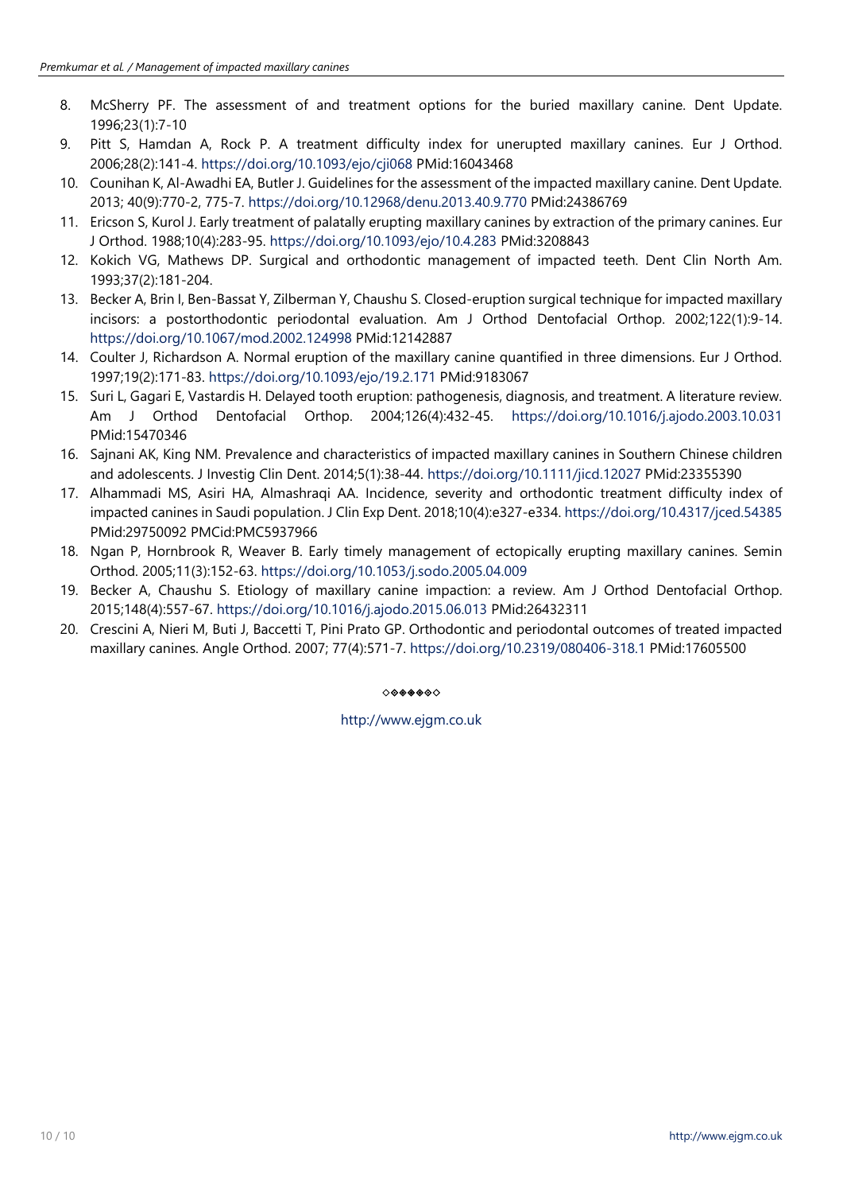8. McSherry PF. The assessment of and treatment options for the buried maxillary canine. Dent Update. 1996;23(1):7-10
9. Pitt S, Hamdan A, Rock P. A treatment difficulty index for unerupted maxillary canines. Eur J Orthod. 2006;28(2):141-4. https://doi.org/10.1093/ejo/cji068 PMid:16043468
10. Counihan K, Al-Awadhi EA, Butler J. Guidelines for the assessment of the impacted maxillary canine. Dent Update. 2013; 40(9):770-2, 775-7. https://doi.org/10.12968/denu.2013.40.9.770 PMid:24386769
11. Ericson S, Kurol J. Early treatment of palatally erupting maxillary canines by extraction of the primary canines. Eur J Orthod. 1988;10(4):283-95. https://doi.org/10.1093/ejo/10.4.283 PMid:3208843
12. Kokich VG, Mathews DP. Surgical and orthodontic management of impacted teeth. Dent Clin North Am. 1993;37(2):181-204.
13. Becker A, Brin I, Ben-Bassat Y, Zilberman Y, Chaushu S. Closed-eruption surgical technique for impacted maxillary incisors: a postorthodontic periodontal evaluation. Am J Orthod Dentofacial Orthop. 2002;122(1):9-14. https://doi.org/10.1067/mod.2002.124998 PMid:12142887
14. Coulter J, Richardson A. Normal eruption of the maxillary canine quantified in three dimensions. Eur J Orthod. 1997;19(2):171-83. https://doi.org/10.1093/ejo/19.2.171 PMid:9183067
15. Suri L, Gagari E, Vastardis H. Delayed tooth eruption: pathogenesis, diagnosis, and treatment. A literature review. Am J Orthod Dentofacial Orthop. 2004;126(4):432-45. https://doi.org/10.1016/j.ajodo.2003.10.031 PMid:15470346
16. Sajnani AK, King NM. Prevalence and characteristics of impacted maxillary canines in Southern Chinese children and adolescents. J Investig Clin Dent. 2014;5(1):38-44. https://doi.org/10.1111/jicd.12027 PMid:23355390
17. Alhammadi MS, Asiri HA, Almashraqi AA. Incidence, severity and orthodontic treatment difficulty index of impacted canines in Saudi population. J Clin Exp Dent. 2018;10(4):e327-e334. https://doi.org/10.4317/jced.54385 PMid:29750092 PMCid:PMC5937966
18. Ngan P, Hornbrook R, Weaver B. Early timely management of ectopically erupting maxillary canines. Semin Orthod. 2005;11(3):152-63. https://doi.org/10.1053/j.sodo.2005.04.009
19. Becker A, Chaushu S. Etiology of maxillary canine impaction: a review. Am J Orthod Dentofacial Orthop. 2015;148(4):557-67. https://doi.org/10.1016/j.ajodo.2015.06.013 PMid:26432311
20. Crescini A, Nieri M, Buti J, Baccetti T, Pini Prato GP. Orthodontic and periodontal outcomes of treated impacted maxillary canines. Angle Orthod. 2007; 77(4):571-7. https://doi.org/10.2319/080406-318.1 PMid:17605500

◇◈◈◈◈◈◇

http://www.ejgm.co.uk